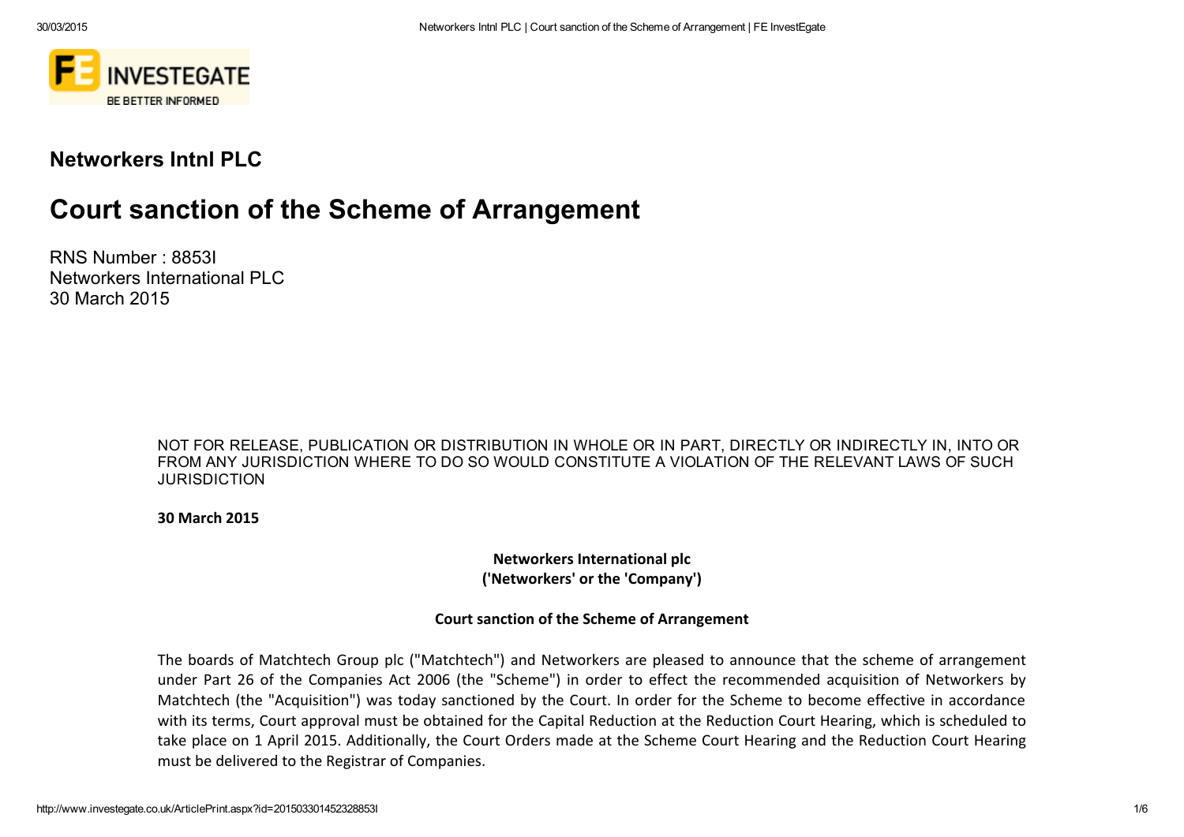## Networkers Intnl PLC

# Court sanction of the Scheme of Arrangement

RNS Number : 8853I
Networkers International PLC
30 March 2015

NOT FOR RELEASE, PUBLICATION OR DISTRIBUTION IN WHOLE OR IN PART, DIRECTLY OR INDIRECTLY IN, INTO OR FROM ANY JURISDICTION WHERE TO DO SO WOULD CONSTITUTE A VIOLATION OF THE RELEVANT LAWS OF SUCH JURISDICTION

**30 March 2015**

**Networkers International plc**
**('Networkers' or the 'Company')**

**Court sanction of the Scheme of Arrangement**

The boards of Matchtech Group plc ("Matchtech") and Networkers are pleased to announce that the scheme of arrangement under Part 26 of the Companies Act 2006 (the "Scheme") in order to effect the recommended acquisition of Networkers by Matchtech (the "Acquisition") was today sanctioned by the Court. In order for the Scheme to become effective in accordance with its terms, Court approval must be obtained for the Capital Reduction at the Reduction Court Hearing, which is scheduled to take place on 1 April 2015. Additionally, the Court Orders made at the Scheme Court Hearing and the Reduction Court Hearing must be delivered to the Registrar of Companies.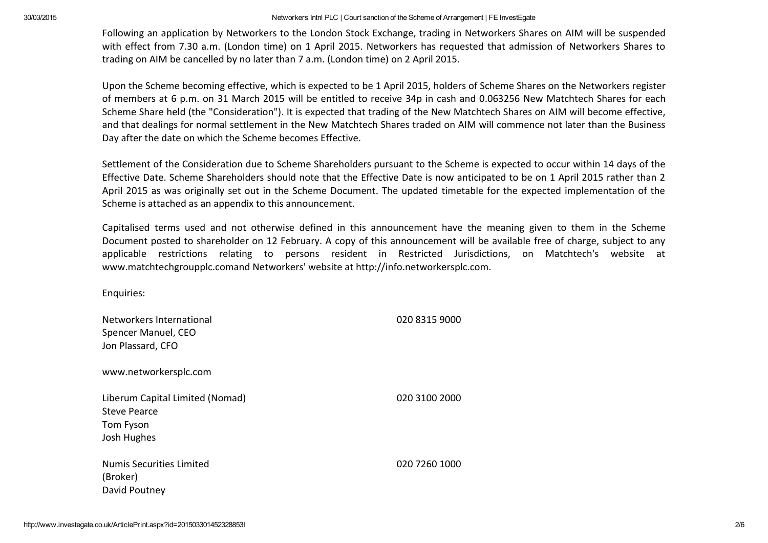Following an application by Networkers to the London Stock Exchange, trading in Networkers Shares on AIM will be suspended with effect from 7.30 a.m. (London time) on 1 April 2015. Networkers has requested that admission of Networkers Shares to trading on AIM be cancelled by no later than 7 a.m. (London time) on 2 April 2015.

Upon the Scheme becoming effective, which is expected to be 1 April 2015, holders of Scheme Shares on the Networkers register of members at 6 p.m. on 31 March 2015 will be entitled to receive 34p in cash and 0.063256 New Matchtech Shares for each Scheme Share held (the "Consideration"). It is expected that trading of the New Matchtech Shares on AIM will become effective, and that dealings for normal settlement in the New Matchtech Shares traded on AIM will commence not later than the Business Day after the date on which the Scheme becomes Effective.

Settlement of the Consideration due to Scheme Shareholders pursuant to the Scheme is expected to occur within 14 days of the Effective Date. Scheme Shareholders should note that the Effective Date is now anticipated to be on 1 April 2015 rather than 2 April 2015 as was originally set out in the Scheme Document. The updated timetable for the expected implementation of the Scheme is attached as an appendix to this announcement.

Capitalised terms used and not otherwise defined in this announcement have the meaning given to them in the Scheme Document posted to shareholder on 12 February. A copy of this announcement will be available free of charge, subject to any applicable restrictions relating to persons resident in Restricted Jurisdictions, on Matchtech's website at www.matchtechgroupplc.comand Networkers' website at http://info.networkersplc.com.

Enquiries:

| | |
|---|---|
| Networkers International<br>Spencer Manuel, CEO<br>Jon Plassard, CFO | 020 8315 9000 |
| www.networkersplc.com | |
| Liberum Capital Limited (Nomad)<br>Steve Pearce<br>Tom Fyson<br>Josh Hughes | 020 3100 2000 |
| Numis Securities Limited<br>(Broker)<br>David Poutney | 020 7260 1000 |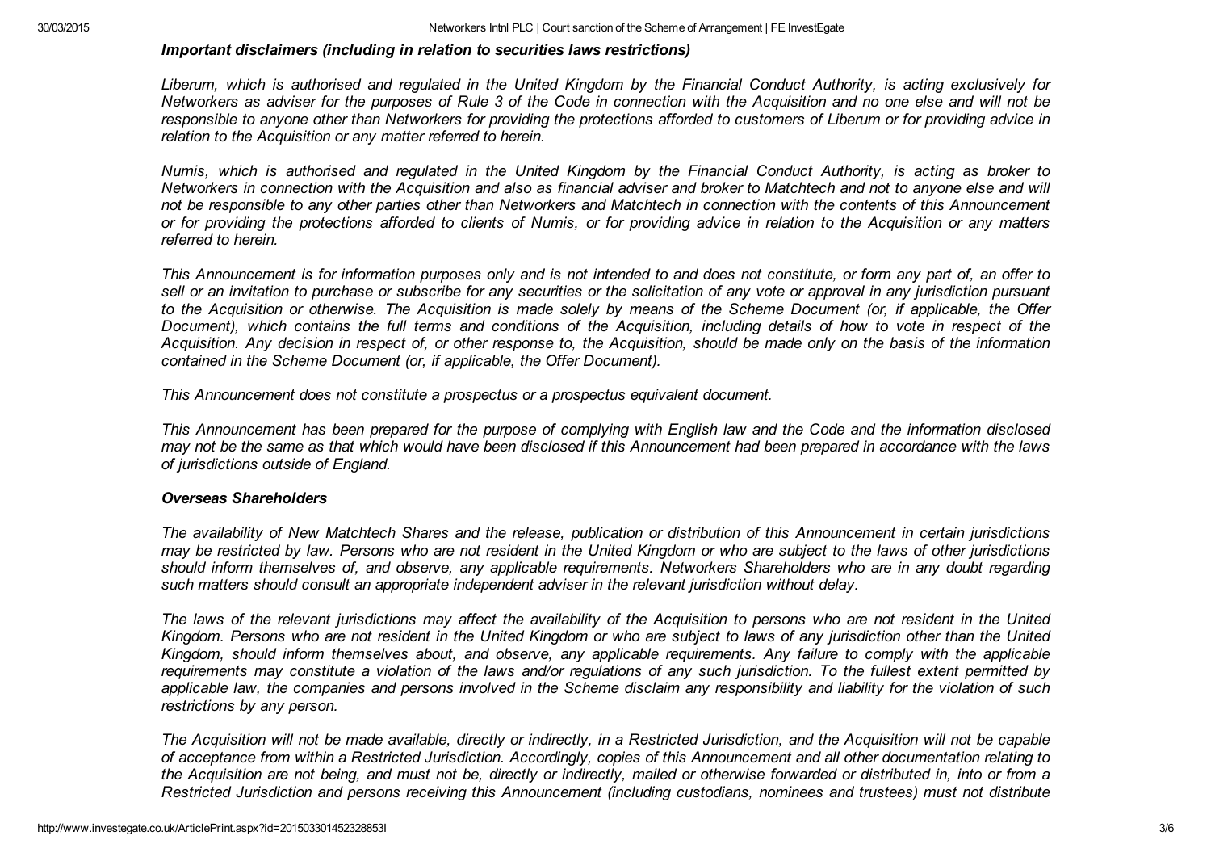### *Important disclaimers (including in relation to securities laws restrictions)*

*Liberum, which is authorised and regulated in the United Kingdom by the Financial Conduct Authority, is acting exclusively for Networkers as adviser for the purposes of Rule 3 of the Code in connection with the Acquisition and no one else and will not be responsible to anyone other than Networkers for providing the protections afforded to customers of Liberum or for providing advice in relation to the Acquisition or any matter referred to herein.*

*Numis, which is authorised and regulated in the United Kingdom by the Financial Conduct Authority, is acting as broker to Networkers in connection with the Acquisition and also as financial adviser and broker to Matchtech and not to anyone else and will not be responsible to any other parties other than Networkers and Matchtech in connection with the contents of this Announcement or for providing the protections afforded to clients of Numis, or for providing advice in relation to the Acquisition or any matters referred to herein.*

*This Announcement is for information purposes only and is not intended to and does not constitute, or form any part of, an offer to sell or an invitation to purchase or subscribe for any securities or the solicitation of any vote or approval in any jurisdiction pursuant to the Acquisition or otherwise. The Acquisition is made solely by means of the Scheme Document (or, if applicable, the Offer Document), which contains the full terms and conditions of the Acquisition, including details of how to vote in respect of the Acquisition. Any decision in respect of, or other response to, the Acquisition, should be made only on the basis of the information contained in the Scheme Document (or, if applicable, the Offer Document).*

*This Announcement does not constitute a prospectus or a prospectus equivalent document.*

*This Announcement has been prepared for the purpose of complying with English law and the Code and the information disclosed may not be the same as that which would have been disclosed if this Announcement had been prepared in accordance with the laws of jurisdictions outside of England.*

### *Overseas Shareholders*

*The availability of New Matchtech Shares and the release, publication or distribution of this Announcement in certain jurisdictions may be restricted by law. Persons who are not resident in the United Kingdom or who are subject to the laws of other jurisdictions should inform themselves of, and observe, any applicable requirements. Networkers Shareholders who are in any doubt regarding such matters should consult an appropriate independent adviser in the relevant jurisdiction without delay.*

*The laws of the relevant jurisdictions may affect the availability of the Acquisition to persons who are not resident in the United Kingdom. Persons who are not resident in the United Kingdom or who are subject to laws of any jurisdiction other than the United Kingdom, should inform themselves about, and observe, any applicable requirements. Any failure to comply with the applicable requirements may constitute a violation of the laws and/or regulations of any such jurisdiction. To the fullest extent permitted by applicable law, the companies and persons involved in the Scheme disclaim any responsibility and liability for the violation of such restrictions by any person.*

*The Acquisition will not be made available, directly or indirectly, in a Restricted Jurisdiction, and the Acquisition will not be capable of acceptance from within a Restricted Jurisdiction. Accordingly, copies of this Announcement and all other documentation relating to the Acquisition are not being, and must not be, directly or indirectly, mailed or otherwise forwarded or distributed in, into or from a Restricted Jurisdiction and persons receiving this Announcement (including custodians, nominees and trustees) must not distribute*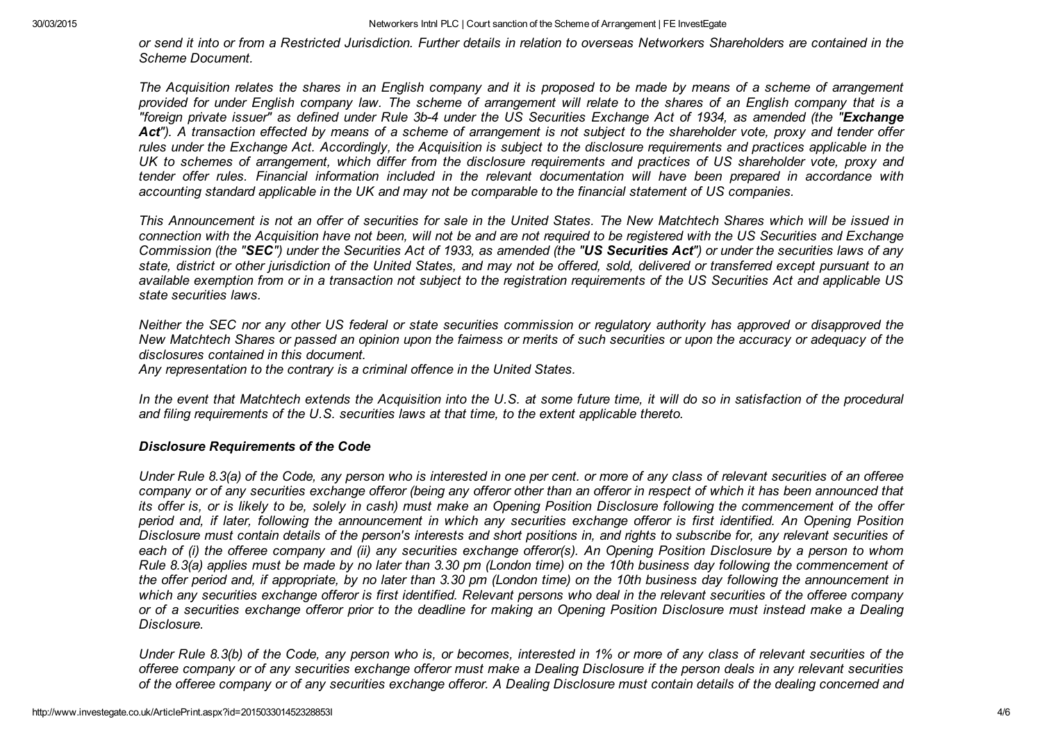*or send it into or from a Restricted Jurisdiction. Further details in relation to overseas Networkers Shareholders are contained in the Scheme Document.*

*The Acquisition relates the shares in an English company and it is proposed to be made by means of a scheme of arrangement provided for under English company law. The scheme of arrangement will relate to the shares of an English company that is a "foreign private issuer" as defined under Rule 3b-4 under the US Securities Exchange Act of 1934, as amended (the "**Exchange Act**"). A transaction effected by means of a scheme of arrangement is not subject to the shareholder vote, proxy and tender offer rules under the Exchange Act. Accordingly, the Acquisition is subject to the disclosure requirements and practices applicable in the UK to schemes of arrangement, which differ from the disclosure requirements and practices of US shareholder vote, proxy and tender offer rules. Financial information included in the relevant documentation will have been prepared in accordance with accounting standard applicable in the UK and may not be comparable to the financial statement of US companies.*

*This Announcement is not an offer of securities for sale in the United States. The New Matchtech Shares which will be issued in connection with the Acquisition have not been, will not be and are not required to be registered with the US Securities and Exchange Commission (the "**SEC**") under the Securities Act of 1933, as amended (the "**US Securities Act**") or under the securities laws of any state, district or other jurisdiction of the United States, and may not be offered, sold, delivered or transferred except pursuant to an available exemption from or in a transaction not subject to the registration requirements of the US Securities Act and applicable US state securities laws.*

*Neither the SEC nor any other US federal or state securities commission or regulatory authority has approved or disapproved the New Matchtech Shares or passed an opinion upon the fairness or merits of such securities or upon the accuracy or adequacy of the disclosures contained in this document.*
*Any representation to the contrary is a criminal offence in the United States.*

*In the event that Matchtech extends the Acquisition into the U.S. at some future time, it will do so in satisfaction of the procedural and filing requirements of the U.S. securities laws at that time, to the extent applicable thereto.*

### *Disclosure Requirements of the Code*

*Under Rule 8.3(a) of the Code, any person who is interested in one per cent. or more of any class of relevant securities of an offeree company or of any securities exchange offeror (being any offeror other than an offeror in respect of which it has been announced that its offer is, or is likely to be, solely in cash) must make an Opening Position Disclosure following the commencement of the offer period and, if later, following the announcement in which any securities exchange offeror is first identified. An Opening Position Disclosure must contain details of the person's interests and short positions in, and rights to subscribe for, any relevant securities of each of (i) the offeree company and (ii) any securities exchange offeror(s). An Opening Position Disclosure by a person to whom Rule 8.3(a) applies must be made by no later than 3.30 pm (London time) on the 10th business day following the commencement of the offer period and, if appropriate, by no later than 3.30 pm (London time) on the 10th business day following the announcement in which any securities exchange offeror is first identified. Relevant persons who deal in the relevant securities of the offeree company or of a securities exchange offeror prior to the deadline for making an Opening Position Disclosure must instead make a Dealing Disclosure.*

*Under Rule 8.3(b) of the Code, any person who is, or becomes, interested in 1% or more of any class of relevant securities of the offeree company or of any securities exchange offeror must make a Dealing Disclosure if the person deals in any relevant securities of the offeree company or of any securities exchange offeror. A Dealing Disclosure must contain details of the dealing concerned and*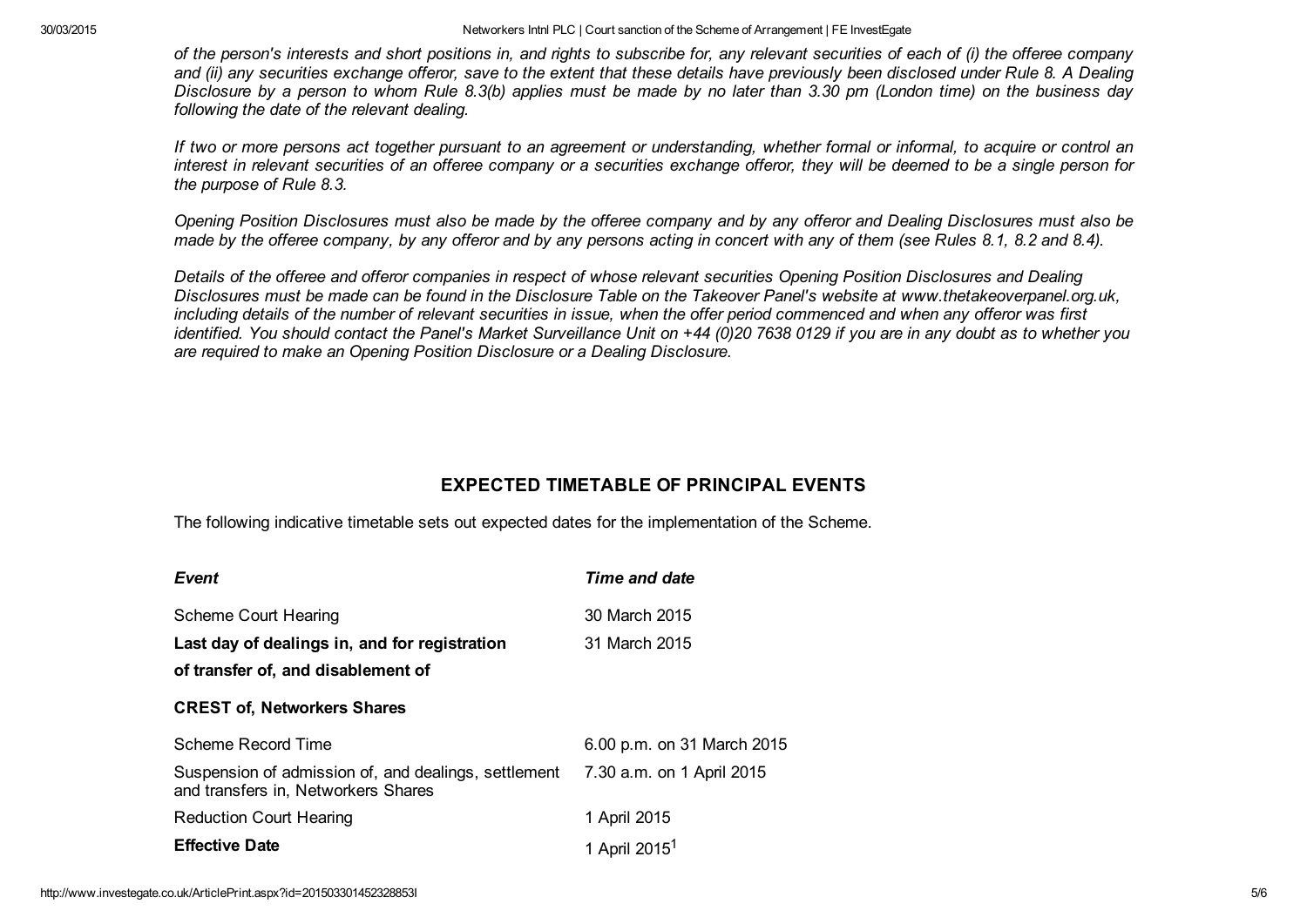*of the person's interests and short positions in, and rights to subscribe for, any relevant securities of each of (i) the offeree company and (ii) any securities exchange offeror, save to the extent that these details have previously been disclosed under Rule 8. A Dealing Disclosure by a person to whom Rule 8.3(b) applies must be made by no later than 3.30 pm (London time) on the business day following the date of the relevant dealing.*

*If two or more persons act together pursuant to an agreement or understanding, whether formal or informal, to acquire or control an interest in relevant securities of an offeree company or a securities exchange offeror, they will be deemed to be a single person for the purpose of Rule 8.3.*

*Opening Position Disclosures must also be made by the offeree company and by any offeror and Dealing Disclosures must also be made by the offeree company, by any offeror and by any persons acting in concert with any of them (see Rules 8.1, 8.2 and 8.4).*

*Details of the offeree and offeror companies in respect of whose relevant securities Opening Position Disclosures and Dealing Disclosures must be made can be found in the Disclosure Table on the Takeover Panel's website at www.thetakeoverpanel.org.uk, including details of the number of relevant securities in issue, when the offer period commenced and when any offeror was first identified. You should contact the Panel's Market Surveillance Unit on +44 (0)20 7638 0129 if you are in any doubt as to whether you are required to make an Opening Position Disclosure or a Dealing Disclosure.*

## EXPECTED TIMETABLE OF PRINCIPAL EVENTS

The following indicative timetable sets out expected dates for the implementation of the Scheme.

| *Event* | *Time and date* |
|---|---|
| Scheme Court Hearing | 30 March 2015 |
| **Last day of dealings in, and for registration of transfer of, and disablement of CREST of, Networkers Shares** | 31 March 2015 |
| Scheme Record Time | 6.00 p.m. on 31 March 2015 |
| Suspension of admission of, and dealings, settlement and transfers in, Networkers Shares | 7.30 a.m. on 1 April 2015 |
| Reduction Court Hearing | 1 April 2015 |
| **Effective Date** | 1 April 2015[1] |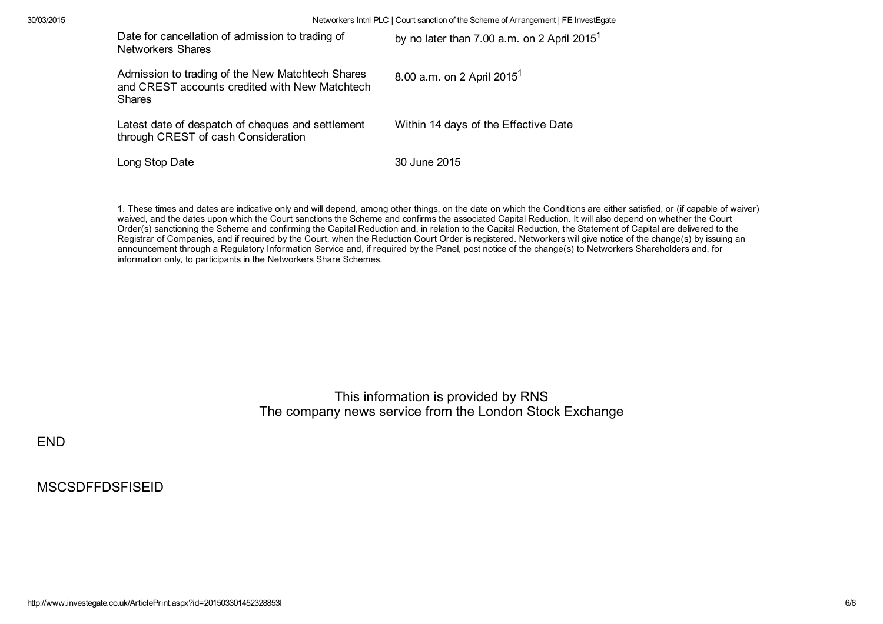| | |
|---|---|
| Date for cancellation of admission to trading of Networkers Shares | by no later than 7.00 a.m. on 2 April 2015[1] |
| Admission to trading of the New Matchtech Shares and CREST accounts credited with New Matchtech Shares | 8.00 a.m. on 2 April 2015[1] |
| Latest date of despatch of cheques and settlement through CREST of cash Consideration | Within 14 days of the Effective Date |
| Long Stop Date | 30 June 2015 |

1. These times and dates are indicative only and will depend, among other things, on the date on which the Conditions are either satisfied, or (if capable of waiver) waived, and the dates upon which the Court sanctions the Scheme and confirms the associated Capital Reduction. It will also depend on whether the Court Order(s) sanctioning the Scheme and confirming the Capital Reduction and, in relation to the Capital Reduction, the Statement of Capital are delivered to the Registrar of Companies, and if required by the Court, when the Reduction Court Order is registered. Networkers will give notice of the change(s) by issuing an announcement through a Regulatory Information Service and, if required by the Panel, post notice of the change(s) to Networkers Shareholders and, for information only, to participants in the Networkers Share Schemes.

This information is provided by RNS
The company news service from the London Stock Exchange

END

MSCSDFFDSFISEID